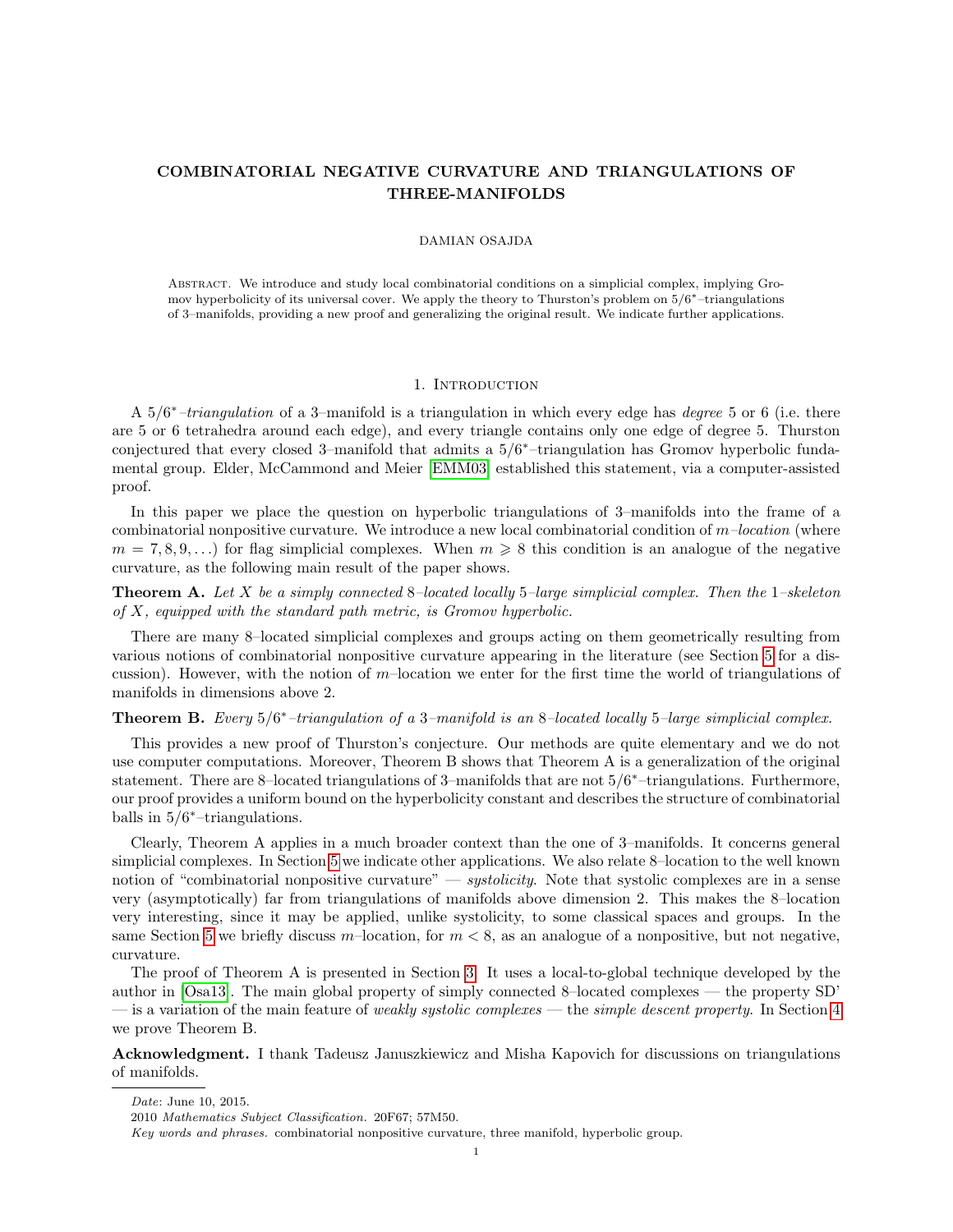# COMBINATORIAL NEGATIVE CURVATURE AND TRIANGULATIONS OF THREE-MANIFOLDS

DAMIAN OSAJDA

Abstract. We introduce and study local combinatorial conditions on a simplicial complex, implying Gromov hyperbolicity of its universal cover. We apply the theory to Thurston's problem on $5/6^*$–triangulations of 3–manifolds, providing a new proof and generalizing the original result. We indicate further applications.

## 1. Introduction

A $5/6^*$*–triangulation* of a 3–manifold is a triangulation in which every edge has *degree* 5 or 6 (i.e. there are 5 or 6 tetrahedra around each edge), and every triangle contains only one edge of degree 5. Thurston conjectured that every closed 3–manifold that admits a $5/6^*$–triangulation has Gromov hyperbolic fundamental group. Elder, McCammond and Meier [EMM03] established this statement, via a computer-assisted proof.

In this paper we place the question on hyperbolic triangulations of 3–manifolds into the frame of a combinatorial nonpositive curvature. We introduce a new local combinatorial condition of $m$*–location* (where $m = 7, 8, 9, \ldots$) for flag simplicial complexes. When $m \geqslant 8$ this condition is an analogue of the negative curvature, as the following main result of the paper shows.

**Theorem A.** *Let $X$ be a simply connected 8–located locally 5–large simplicial complex. Then the 1–skeleton of $X$, equipped with the standard path metric, is Gromov hyperbolic.*

There are many 8–located simplicial complexes and groups acting on them geometrically resulting from various notions of combinatorial nonpositive curvature appearing in the literature (see Section 5 for a discussion). However, with the notion of $m$–location we enter for the first time the world of triangulations of manifolds in dimensions above 2.

**Theorem B.** *Every $5/6^*$–triangulation of a 3–manifold is an 8–located locally 5–large simplicial complex.*

This provides a new proof of Thurston's conjecture. Our methods are quite elementary and we do not use computer computations. Moreover, Theorem B shows that Theorem A is a generalization of the original statement. There are 8–located triangulations of 3–manifolds that are not $5/6^*$–triangulations. Furthermore, our proof provides a uniform bound on the hyperbolicity constant and describes the structure of combinatorial balls in $5/6^*$–triangulations.

Clearly, Theorem A applies in a much broader context than the one of 3–manifolds. It concerns general simplicial complexes. In Section 5 we indicate other applications. We also relate 8–location to the well known notion of "combinatorial nonpositive curvature" — *systolicity*. Note that systolic complexes are in a sense very (asymptotically) far from triangulations of manifolds above dimension 2. This makes the 8–location very interesting, since it may be applied, unlike systolicity, to some classical spaces and groups. In the same Section 5 we briefly discuss $m$–location, for $m < 8$, as an analogue of a nonpositive, but not negative, curvature.

The proof of Theorem A is presented in Section 3. It uses a local-to-global technique developed by the author in [Osa13]. The main global property of simply connected 8–located complexes — the property SD' — is a variation of the main feature of *weakly systolic complexes* — the *simple descent property*. In Section 4 we prove Theorem B.

**Acknowledgment.** I thank Tadeusz Januszkiewicz and Misha Kapovich for discussions on triangulations of manifolds.

*Date*: June 10, 2015.

2010 *Mathematics Subject Classification.* 20F67; 57M50.

*Key words and phrases.* combinatorial nonpositive curvature, three manifold, hyperbolic group.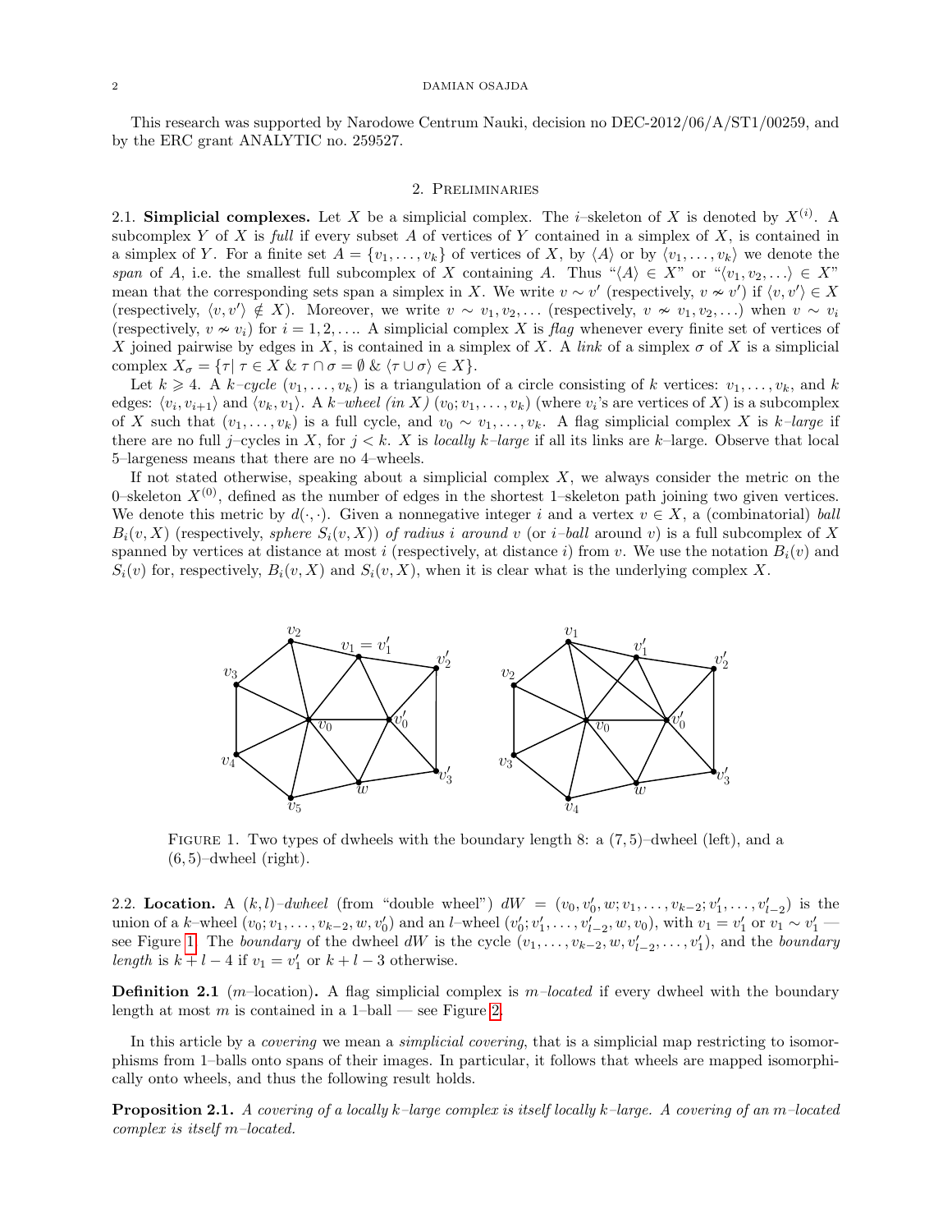This research was supported by Narodowe Centrum Nauki, decision no DEC-2012/06/A/ST1/00259, and by the ERC grant ANALYTIC no. 259527.

## 2. Preliminaries

**2.1. Simplicial complexes.** Let $X$ be a simplicial complex. The $i$–skeleton of $X$ is denoted by $X^{(i)}$. A subcomplex $Y$ of $X$ is *full* if every subset $A$ of vertices of $Y$ contained in a simplex of $X$, is contained in a simplex of $Y$. For a finite set $A = \{v_1, \ldots, v_k\}$ of vertices of $X$, by $\langle A \rangle$ or by $\langle v_1, \ldots, v_k \rangle$ we denote the *span* of $A$, i.e. the smallest full subcomplex of $X$ containing $A$. Thus "$\langle A \rangle \in X$" or "$\langle v_1, v_2, \ldots \rangle \in X$" mean that the corresponding sets span a simplex in $X$. We write $v \sim v'$ (respectively, $v \nsim v'$) if $\langle v, v' \rangle \in X$ (respectively, $\langle v, v' \rangle \notin X$). Moreover, we write $v \sim v_1, v_2, \ldots$ (respectively, $v \nsim v_1, v_2, \ldots$) when $v \sim v_i$ (respectively, $v \nsim v_i$) for $i = 1, 2, \ldots$. A simplicial complex $X$ is *flag* whenever every finite set of vertices of $X$ joined pairwise by edges in $X$, is contained in a simplex of $X$. A *link* of a simplex $\sigma$ of $X$ is a simplicial complex $X_\sigma = \{\tau \mid \tau \in X \ \& \ \tau \cap \sigma = \emptyset \ \& \ \langle \tau \cup \sigma \rangle \in X\}$.

Let $k \geqslant 4$. A $k$*–cycle* $(v_1, \ldots, v_k)$ is a triangulation of a circle consisting of $k$ vertices: $v_1, \ldots, v_k$, and $k$ edges: $\langle v_i, v_{i+1} \rangle$ and $\langle v_k, v_1 \rangle$. A $k$*–wheel (in $X$)* $(v_0; v_1, \ldots, v_k)$ (where $v_i$'s are vertices of $X$) is a subcomplex of $X$ such that $(v_1, \ldots, v_k)$ is a full cycle, and $v_0 \sim v_1, \ldots, v_k$. A flag simplicial complex $X$ is $k$*–large* if there are no full $j$–cycles in $X$, for $j < k$. $X$ is *locally $k$–large* if all its links are $k$–large. Observe that local 5–largeness means that there are no 4–wheels.

If not stated otherwise, speaking about a simplicial complex $X$, we always consider the metric on the 0–skeleton $X^{(0)}$, defined as the number of edges in the shortest 1–skeleton path joining two given vertices. We denote this metric by $d(\cdot, \cdot)$. Given a nonnegative integer $i$ and a vertex $v \in X$, a (combinatorial) *ball* $B_i(v, X)$ (respectively, *sphere* $S_i(v, X)$) *of radius $i$ around $v$* (or *$i$–ball* around $v$) is a full subcomplex of $X$ spanned by vertices at distance at most $i$ (respectively, at distance $i$) from $v$. We use the notation $B_i(v)$ and $S_i(v)$ for, respectively, $B_i(v, X)$ and $S_i(v, X)$, when it is clear what is the underlying complex $X$.

Figure 1. Two types of dwheels with the boundary length 8: a $(7, 5)$–dwheel (left), and a $(6, 5)$–dwheel (right).

**2.2. Location.** A $(k, l)$*–dwheel* (from "double wheel") $dW = (v_0, v_0', w; v_1, \ldots, v_{k-2}; v_1', \ldots, v_{l-2}')$ is the union of a $k$–wheel $(v_0; v_1, \ldots, v_{k-2}, w, v_0')$ and an $l$–wheel $(v_0'; v_1', \ldots, v_{l-2}', w, v_0)$, with $v_1 = v_1'$ or $v_1 \sim v_1'$ — see Figure 1. The *boundary* of the dwheel $dW$ is the cycle $(v_1, \ldots, v_{k-2}, w, v_{l-2}', \ldots, v_1')$, and the *boundary length* is $k + l - 4$ if $v_1 = v_1'$ or $k + l - 3$ otherwise.

**Definition 2.1** ($m$–location)**.** A flag simplicial complex is *$m$–located* if every dwheel with the boundary length at most $m$ is contained in a 1–ball — see Figure 2.

In this article by a *covering* we mean a *simplicial covering*, that is a simplicial map restricting to isomorphisms from 1–balls onto spans of their images. In particular, it follows that wheels are mapped isomorphically onto wheels, and thus the following result holds.

**Proposition 2.1.** *A covering of a locally $k$–large complex is itself locally $k$–large. A covering of an $m$–located complex is itself $m$–located.*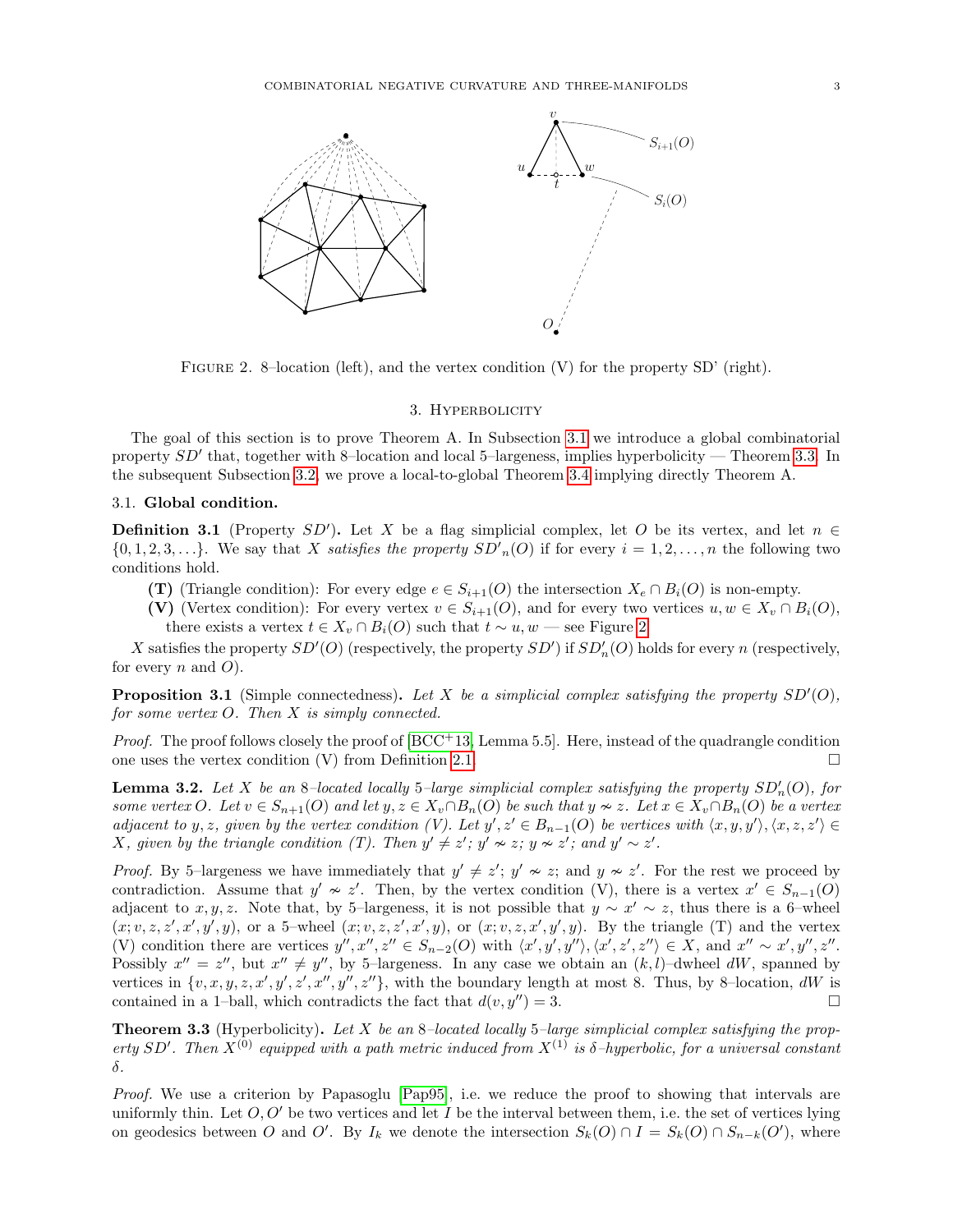$v$

$S_{i+1}(O)$

$u$ $w$

$t$

$S_i(O)$

$O$

FIGURE 2. 8–location (left), and the vertex condition (V) for the property SD' (right).

## 3. Hyperbolicity

The goal of this section is to prove Theorem A. In Subsection 3.1 we introduce a global combinatorial property $SD'$ that, together with 8–location and local 5–largeness, implies hyperbolicity — Theorem 3.3. In the subsequent Subsection 3.2, we prove a local-to-global Theorem 3.4 implying directly Theorem A.

### 3.1. Global condition.

**Definition 3.1** (Property $SD'$)**.** Let $X$ be a flag simplicial complex, let $O$ be its vertex, and let $n \in \{0, 1, 2, 3, \ldots\}$. We say that $X$ *satisfies the property* $SD'_n(O)$ if for every $i = 1, 2, \ldots, n$ the following two conditions hold.

- **(T)** (Triangle condition): For every edge $e \in S_{i+1}(O)$ the intersection $X_e \cap B_i(O)$ is non-empty.
- **(V)** (Vertex condition): For every vertex $v \in S_{i+1}(O)$, and for every two vertices $u, w \in X_v \cap B_i(O)$, there exists a vertex $t \in X_v \cap B_i(O)$ such that $t \sim u, w$ — see Figure 2.

$X$ satisfies the property $SD'(O)$ (respectively, the property $SD'$) if $SD'_n(O)$ holds for every $n$ (respectively, for every $n$ and $O$).

**Proposition 3.1** (Simple connectedness)**.** *Let $X$ be a simplicial complex satisfying the property $SD'(O)$, for some vertex $O$. Then $X$ is simply connected.*

*Proof.* The proof follows closely the proof of [BCC+13, Lemma 5.5]. Here, instead of the quadrangle condition one uses the vertex condition (V) from Definition 2.1. □

**Lemma 3.2.** *Let $X$ be an 8–located locally 5–large simplicial complex satisfying the property $SD'_n(O)$, for some vertex $O$. Let $v \in S_{n+1}(O)$ and let $y, z \in X_v \cap B_n(O)$ be such that $y \nsim z$. Let $x \in X_v \cap B_n(O)$ be a vertex adjacent to $y, z$, given by the vertex condition (V). Let $y', z' \in B_{n-1}(O)$ be vertices with $\langle x, y, y' \rangle, \langle x, z, z' \rangle \in X$, given by the triangle condition (T). Then $y' \neq z'$; $y' \nsim z$; $y \nsim z'$; and $y' \sim z'$.*

*Proof.* By 5–largeness we have immediately that $y' \neq z'$; $y' \nsim z$; and $y \nsim z'$. For the rest we proceed by contradiction. Assume that $y' \nsim z'$. Then, by the vertex condition (V), there is a vertex $x' \in S_{n-1}(O)$ adjacent to $x, y, z$. Note that, by 5–largeness, it is not possible that $y \sim x' \sim z$, thus there is a 6–wheel $(x; v, z, z', x', y', y)$, or a 5–wheel $(x; v, z, z', x', y)$, or $(x; v, z, x', y', y)$. By the triangle (T) and the vertex (V) condition there are vertices $y'', x'', z'' \in S_{n-2}(O)$ with $\langle x', y', y'' \rangle, \langle x', z', z'' \rangle \in X$, and $x'' \sim x', y'', z''$. Possibly $x'' = z''$, but $x'' \neq y''$, by 5–largeness. In any case we obtain an $(k, l)$–dwheel $dW$, spanned by vertices in $\{v, x, y, z, x', y', z', x'', y'', z''\}$, with the boundary length at most 8. Thus, by 8–location, $dW$ is contained in a 1–ball, which contradicts the fact that $d(v, y'') = 3$. □

**Theorem 3.3** (Hyperbolicity)**.** *Let $X$ be an 8–located locally 5–large simplicial complex satisfying the property $SD'$. Then $X^{(0)}$ equipped with a path metric induced from $X^{(1)}$ is $\delta$–hyperbolic, for a universal constant $\delta$.*

*Proof.* We use a criterion by Papasoglu [Pap95], i.e. we reduce the proof to showing that intervals are uniformly thin. Let $O, O'$ be two vertices and let $I$ be the interval between them, i.e. the set of vertices lying on geodesics between $O$ and $O'$. By $I_k$ we denote the intersection $S_k(O) \cap I = S_k(O) \cap S_{n-k}(O')$, where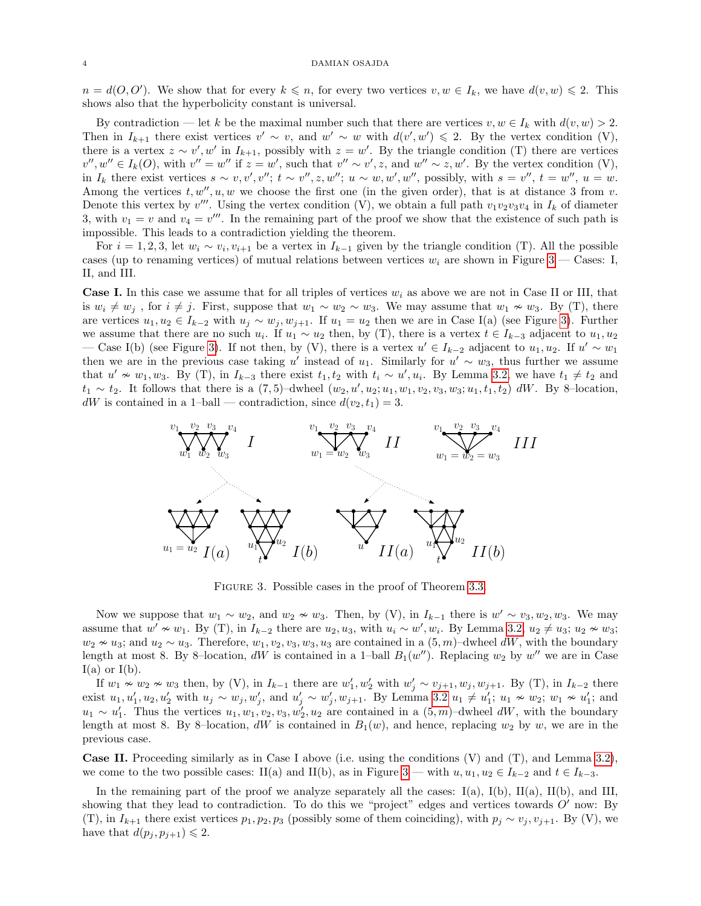$n = d(O, O')$. We show that for every $k \leqslant n$, for every two vertices $v, w \in I_k$, we have $d(v, w) \leqslant 2$. This shows also that the hyperbolicity constant is universal.

By contradiction — let $k$ be the maximal number such that there are vertices $v, w \in I_k$ with $d(v, w) > 2$. Then in $I_{k+1}$ there exist vertices $v' \sim v$, and $w' \sim w$ with $d(v', w') \leqslant 2$. By the vertex condition (V), there is a vertex $z \sim v', w'$ in $I_{k+1}$, possibly with $z = w'$. By the triangle condition (T) there are vertices $v'', w'' \in I_k(O)$, with $v'' = w''$ if $z = w'$, such that $v'' \sim v', z$, and $w'' \sim z, w'$. By the vertex condition (V), in $I_k$ there exist vertices $s \sim v, v', v''$; $t \sim v'', z, w''$; $u \sim w, w', w''$, possibly, with $s = v''$, $t = w''$, $u = w$. Among the vertices $t, w'', u, w$ we choose the first one (in the given order), that is at distance 3 from $v$. Denote this vertex by $v'''$. Using the vertex condition (V), we obtain a full path $v_1 v_2 v_3 v_4$ in $I_k$ of diameter 3, with $v_1 = v$ and $v_4 = v'''$. In the remaining part of the proof we show that the existence of such path is impossible. This leads to a contradiction yielding the theorem.

For $i = 1, 2, 3$, let $w_i \sim v_i, v_{i+1}$ be a vertex in $I_{k-1}$ given by the triangle condition (T). All the possible cases (up to renaming vertices) of mutual relations between vertices $w_i$ are shown in Figure 3 — Cases: I, II, and III.

**Case I.** In this case we assume that for all triples of vertices $w_i$ as above we are not in Case II or III, that is $w_i \neq w_j$ , for $i \neq j$. First, suppose that $w_1 \sim w_2 \sim w_3$. We may assume that $w_1 \nsim w_3$. By (T), there are vertices $u_1, u_2 \in I_{k-2}$ with $u_j \sim w_j, w_{j+1}$. If $u_1 = u_2$ then we are in Case I(a) (see Figure 3). Further we assume that there are no such $u_i$. If $u_1 \sim u_2$ then, by (T), there is a vertex $t \in I_{k-3}$ adjacent to $u_1, u_2$ — Case I(b) (see Figure 3). If not then, by (V), there is a vertex $u' \in I_{k-2}$ adjacent to $u_1, u_2$. If $u' \sim w_1$ then we are in the previous case taking $u'$ instead of $u_1$. Similarly for $u' \sim w_3$, thus further we assume that $u' \nsim w_1, w_3$. By (T), in $I_{k-3}$ there exist $t_1, t_2$ with $t_i \sim u', u_i$. By Lemma 3.2, we have $t_1 \neq t_2$ and $t_1 \sim t_2$. It follows that there is a $(7,5)$–dwheel $(w_2, u', u_2; u_1, w_1, v_2, v_3, w_3; u_1, t_1, t_2)$ $dW$. By 8–location, $dW$ is contained in a 1–ball — contradiction, since $d(v_2, t_1) = 3$.

$I$ $II$ $III$ $I(a)$ $I(b)$ $II(a)$ $II(b)$

FIGURE 3. Possible cases in the proof of Theorem 3.3.

Now we suppose that $w_1 \sim w_2$, and $w_2 \nsim w_3$. Then, by (V), in $I_{k-1}$ there is $w' \sim v_3, w_2, w_3$. We may assume that $w' \nsim w_1$. By (T), in $I_{k-2}$ there are $u_2, u_3$, with $u_i \sim w', w_i$. By Lemma 3.2, $u_2 \neq u_3$; $u_2 \nsim w_3$; $w_2 \nsim u_3$; and $u_2 \sim u_3$. Therefore, $w_1, v_2, v_3, w_3, u_3$ are contained in a $(5, m)$–dwheel $dW$, with the boundary length at most 8. By 8–location, $dW$ is contained in a 1–ball $B_1(w'')$. Replacing $w_2$ by $w''$ we are in Case I(a) or I(b).

If $w_1 \nsim w_2 \nsim w_3$ then, by (V), in $I_{k-1}$ there are $w'_1, w'_2$ with $w'_j \sim v_{j+1}, w_j, w_{j+1}$. By (T), in $I_{k-2}$ there exist $u_1, u'_1, u_2, u'_2$ with $u_j \sim w_j, w'_j$, and $u'_j \sim w'_j, w_{j+1}$. By Lemma 3.2 $u_1 \neq u'_1$; $u_1 \nsim w_2$; $w_1 \nsim u'_1$; and $u_1 \sim u'_1$. Thus the vertices $u_1, w_1, v_2, v_3, w'_2, u_2$ are contained in a $(5, m)$–dwheel $dW$, with the boundary length at most 8. By 8–location, $dW$ is contained in $B_1(w)$, and hence, replacing $w_2$ by $w$, we are in the previous case.

**Case II.** Proceeding similarly as in Case I above (i.e. using the conditions (V) and (T), and Lemma 3.2), we come to the two possible cases: II(a) and II(b), as in Figure 3 — with $u, u_1, u_2 \in I_{k-2}$ and $t \in I_{k-3}$.

In the remaining part of the proof we analyze separately all the cases: I(a), I(b), II(a), II(b), and III, showing that they lead to contradiction. To do this we "project" edges and vertices towards $O'$ now: By (T), in $I_{k+1}$ there exist vertices $p_1, p_2, p_3$ (possibly some of them coinciding), with $p_j \sim v_j, v_{j+1}$. By (V), we have that $d(p_j, p_{j+1}) \leqslant 2$.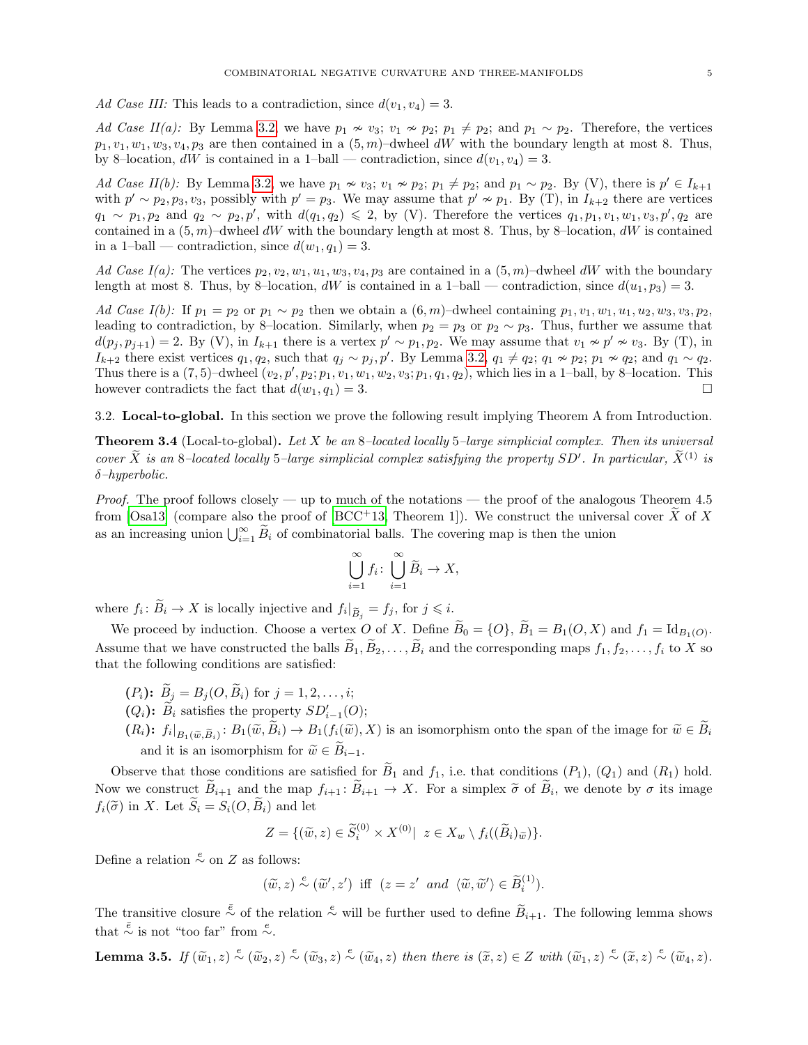*Ad Case III:* This leads to a contradiction, since $d(v_1, v_4) = 3$.

*Ad Case II(a):* By Lemma 3.2, we have $p_1 \nsim v_3$; $v_1 \nsim p_2$; $p_1 \neq p_2$; and $p_1 \sim p_2$. Therefore, the vertices $p_1, v_1, w_1, w_3, v_4, p_3$ are then contained in a $(5,m)$–dwheel $dW$ with the boundary length at most 8. Thus, by 8–location, $dW$ is contained in a 1–ball — contradiction, since $d(v_1, v_4) = 3$.

*Ad Case II(b):* By Lemma 3.2, we have $p_1 \nsim v_3$; $v_1 \nsim p_2$; $p_1 \neq p_2$; and $p_1 \sim p_2$. By (V), there is $p' \in I_{k+1}$ with $p' \sim p_2, p_3, v_3$, possibly with $p' = p_3$. We may assume that $p' \nsim p_1$. By (T), in $I_{k+2}$ there are vertices $q_1 \sim p_1, p_2$ and $q_2 \sim p_2, p'$, with $d(q_1, q_2) \leqslant 2$, by (V). Therefore the vertices $q_1, p_1, v_1, w_1, v_3, p', q_2$ are contained in a $(5,m)$–dwheel $dW$ with the boundary length at most 8. Thus, by 8–location, $dW$ is contained in a 1–ball — contradiction, since $d(w_1, q_1) = 3$.

*Ad Case I(a):* The vertices $p_2, v_2, w_1, u_1, w_3, v_4, p_3$ are contained in a $(5,m)$–dwheel $dW$ with the boundary length at most 8. Thus, by 8–location, $dW$ is contained in a 1–ball — contradiction, since $d(u_1, p_3) = 3$.

*Ad Case I(b):* If $p_1 = p_2$ or $p_1 \sim p_2$ then we obtain a $(6,m)$–dwheel containing $p_1, v_1, w_1, u_1, u_2, w_3, v_3, p_2$, leading to contradiction, by 8–location. Similarly, when $p_2 = p_3$ or $p_2 \sim p_3$. Thus, further we assume that $d(p_j, p_{j+1}) = 2$. By (V), in $I_{k+1}$ there is a vertex $p' \sim p_1, p_2$. We may assume that $v_1 \nsim p' \nsim v_3$. By (T), in $I_{k+2}$ there exist vertices $q_1, q_2$, such that $q_j \sim p_j, p'$. By Lemma 3.2, $q_1 \neq q_2$; $q_1 \nsim p_2$; $p_1 \nsim q_2$; and $q_1 \sim q_2$. Thus there is a $(7,5)$–dwheel $(v_2, p', p_2; p_1, v_1, w_1, w_2, v_3; p_1, q_1, q_2)$, which lies in a 1–ball, by 8–location. This however contradicts the fact that $d(w_1, q_1) = 3$. $\square$

3.2. **Local-to-global.** In this section we prove the following result implying Theorem A from Introduction.

**Theorem 3.4** (Local-to-global). *Let $X$ be an 8–located locally 5–large simplicial complex. Then its universal cover $\widetilde{X}$ is an 8–located locally 5–large simplicial complex satisfying the property $SD'$. In particular, $\widetilde{X}^{(1)}$ is $\delta$–hyperbolic.*

*Proof.* The proof follows closely — up to much of the notations — the proof of the analogous Theorem 4.5 from [Osa13] (compare also the proof of [BCC+13, Theorem 1]). We construct the universal cover $\widetilde{X}$ of $X$ as an increasing union $\bigcup_{i=1}^{\infty} \widetilde{B}_i$ of combinatorial balls. The covering map is then the union

$$\bigcup_{i=1}^{\infty} f_i \colon \bigcup_{i=1}^{\infty} \widetilde{B}_i \to X,$$

where $f_i \colon \widetilde{B}_i \to X$ is locally injective and $f_i|_{\widetilde{B}_j} = f_j$, for $j \leqslant i$.

We proceed by induction. Choose a vertex $O$ of $X$. Define $\widetilde{B}_0 = \{O\}$, $\widetilde{B}_1 = B_1(O, X)$ and $f_1 = \mathrm{Id}_{B_1(O)}$. Assume that we have constructed the balls $\widetilde{B}_1, \widetilde{B}_2, \ldots, \widetilde{B}_i$ and the corresponding maps $f_1, f_2, \ldots, f_i$ to $X$ so that the following conditions are satisfied:

- **($P_i$):** $\widetilde{B}_j = B_j(O, \widetilde{B}_i)$ for $j = 1, 2, \ldots, i$;
- **($Q_i$):** $\widetilde{B}_i$ satisfies the property $SD'_{i-1}(O)$;
- **($R_i$):** $f_i|_{B_1(\widetilde{w}, \widetilde{B}_i)} \colon B_1(\widetilde{w}, \widetilde{B}_i) \to B_1(f_i(\widetilde{w}), X)$ is an isomorphism onto the span of the image for $\widetilde{w} \in \widetilde{B}_i$ and it is an isomorphism for $\widetilde{w} \in \widetilde{B}_{i-1}$.

Observe that those conditions are satisfied for $\widetilde{B}_1$ and $f_1$, i.e. that conditions $(P_1)$, $(Q_1)$ and $(R_1)$ hold. Now we construct $\widetilde{B}_{i+1}$ and the map $f_{i+1} \colon \widetilde{B}_{i+1} \to X$. For a simplex $\widetilde{\sigma}$ of $\widetilde{B}_i$, we denote by $\sigma$ its image $f_i(\widetilde{\sigma})$ in $X$. Let $\widetilde{S}_i = S_i(O, \widetilde{B}_i)$ and let

$$Z = \{(\widetilde{w}, z) \in \widetilde{S}_i^{(0)} \times X^{(0)} |\ z \in X_w \setminus f_i((\widetilde{B}_i)_{\widetilde{w}})\}.$$

Define a relation $\stackrel{e}{\sim}$ on $Z$ as follows:

$$(\widetilde{w}, z) \stackrel{e}{\sim} (\widetilde{w}', z') \ \text{ iff } \ (z = z' \ \textit{and} \ \langle \widetilde{w}, \widetilde{w}' \rangle \in \widetilde{B}_i^{(1)}).$$

The transitive closure $\stackrel{\bar{e}}{\sim}$ of the relation $\stackrel{e}{\sim}$ will be further used to define $\widetilde{B}_{i+1}$. The following lemma shows that $\stackrel{\bar{e}}{\sim}$ is not "too far" from $\stackrel{e}{\sim}$.

**Lemma 3.5.** *If $(\widetilde{w}_1, z) \stackrel{e}{\sim} (\widetilde{w}_2, z) \stackrel{e}{\sim} (\widetilde{w}_3, z) \stackrel{e}{\sim} (\widetilde{w}_4, z)$ then there is $(\widetilde{x}, z) \in Z$ with $(\widetilde{w}_1, z) \stackrel{e}{\sim} (\widetilde{x}, z) \stackrel{e}{\sim} (\widetilde{w}_4, z)$.*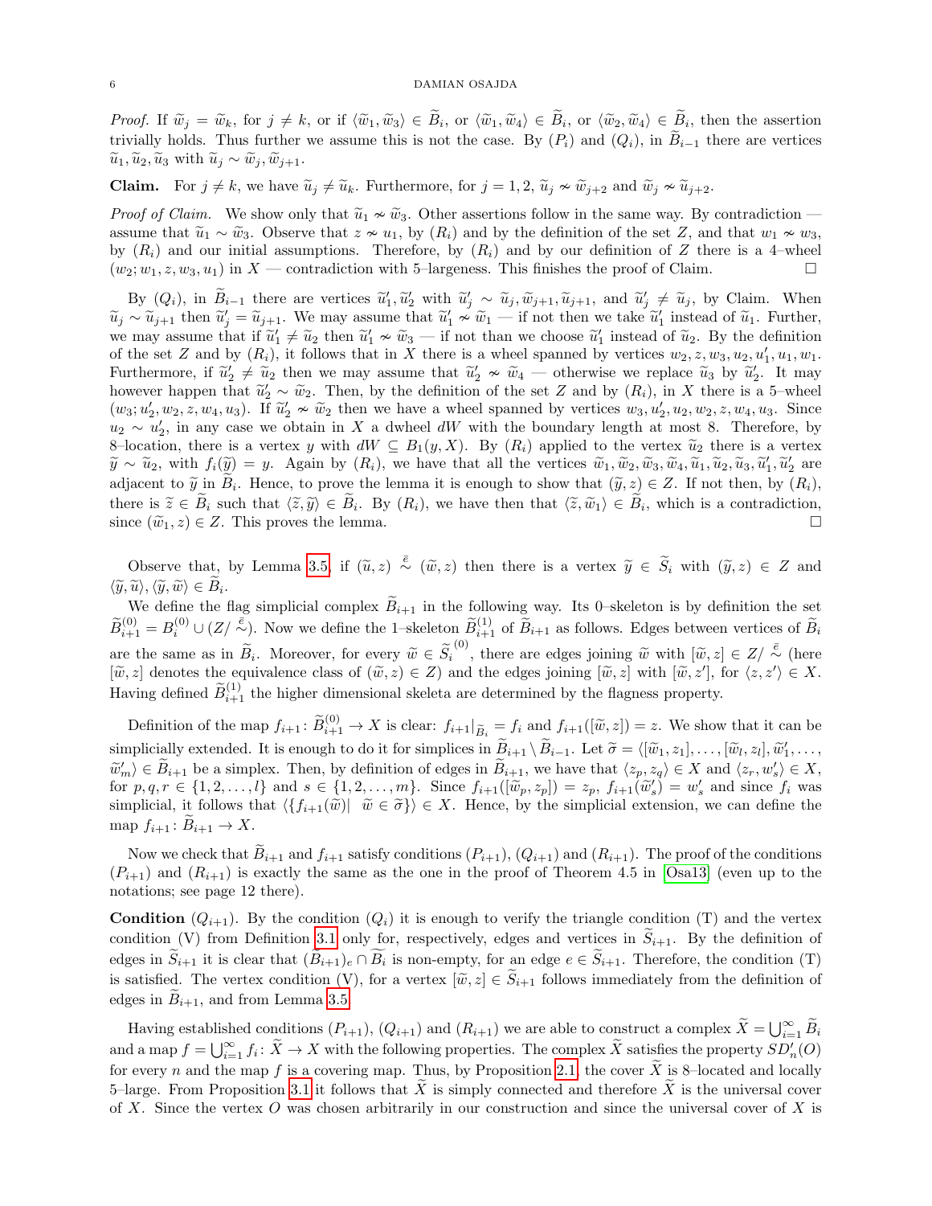*Proof.* If $\widetilde{w}_j = \widetilde{w}_k$, for $j \neq k$, or if $\langle \widetilde{w}_1, \widetilde{w}_3 \rangle \in \widetilde{B}_i$, or $\langle \widetilde{w}_1, \widetilde{w}_4 \rangle \in \widetilde{B}_i$, or $\langle \widetilde{w}_2, \widetilde{w}_4 \rangle \in \widetilde{B}_i$, then the assertion trivially holds. Thus further we assume this is not the case. By $(P_i)$ and $(Q_i)$, in $\widetilde{B}_{i-1}$ there are vertices $\widetilde{u}_1, \widetilde{u}_2, \widetilde{u}_3$ with $\widetilde{u}_j \sim \widetilde{w}_j, \widetilde{w}_{j+1}$.

**Claim.** For $j \neq k$, we have $\widetilde{u}_j \neq \widetilde{u}_k$. Furthermore, for $j = 1, 2$, $\widetilde{u}_j \nsim \widetilde{w}_{j+2}$ and $\widetilde{w}_j \nsim \widetilde{u}_{j+2}$.

*Proof of Claim.* We show only that $\widetilde{u}_1 \nsim \widetilde{w}_3$. Other assertions follow in the same way. By contradiction — assume that $\widetilde{u}_1 \sim \widetilde{w}_3$. Observe that $z \nsim u_1$, by $(R_i)$ and by the definition of the set $Z$, and that $w_1 \nsim w_3$, by $(R_i)$ and our initial assumptions. Therefore, by $(R_i)$ and by our definition of $Z$ there is a 4–wheel $(w_2; w_1, z, w_3, u_1)$ in $X$ — contradiction with 5–largeness. This finishes the proof of Claim. □

By $(Q_i)$, in $\widetilde{B}_{i-1}$ there are vertices $\widetilde{u}'_1, \widetilde{u}'_2$ with $\widetilde{u}'_j \sim \widetilde{u}_j, \widetilde{w}_{j+1}, \widetilde{u}_{j+1}$, and $\widetilde{u}'_j \neq \widetilde{u}_j$, by Claim. When $\widetilde{u}_j \sim \widetilde{u}_{j+1}$ then $\widetilde{u}'_j = \widetilde{u}_{j+1}$. We may assume that $\widetilde{u}'_1 \nsim \widetilde{w}_1$ — if not then we take $\widetilde{u}'_1$ instead of $\widetilde{u}_1$. Further, we may assume that if $\widetilde{u}'_1 \neq \widetilde{u}_2$ then $\widetilde{u}'_1 \nsim \widetilde{w}_3$ — if not than we choose $\widetilde{u}'_1$ instead of $\widetilde{u}_2$. By the definition of the set $Z$ and by $(R_i)$, it follows that in $X$ there is a wheel spanned by vertices $w_2, z, w_3, u_2, u'_1, u_1, w_1$. Furthermore, if $\widetilde{u}'_2 \neq \widetilde{u}_2$ then we may assume that $\widetilde{u}'_2 \nsim \widetilde{w}_4$ — otherwise we replace $\widetilde{u}_3$ by $\widetilde{u}'_2$. It may however happen that $\widetilde{u}'_2 \sim \widetilde{w}_2$. Then, by the definition of the set $Z$ and by $(R_i)$, in $X$ there is a 5–wheel $(w_3; u'_2, w_2, z, w_4, u_3)$. If $\widetilde{u}'_2 \nsim \widetilde{w}_2$ then we have a wheel spanned by vertices $w_3, u'_2, u_2, w_2, z, w_4, u_3$. Since $u_2 \sim u'_2$, in any case we obtain in $X$ a dwheel $dW$ with the boundary length at most 8. Therefore, by 8–location, there is a vertex $y$ with $dW \subseteq B_1(y, X)$. By $(R_i)$ applied to the vertex $\widetilde{u}_2$ there is a vertex $\widetilde{y} \sim \widetilde{u}_2$, with $f_i(\widetilde{y}) = y$. Again by $(R_i)$, we have that all the vertices $\widetilde{w}_1, \widetilde{w}_2, \widetilde{w}_3, \widetilde{w}_4, \widetilde{u}_1, \widetilde{u}_2, \widetilde{u}_3, \widetilde{u}'_1, \widetilde{u}'_2$ are adjacent to $\widetilde{y}$ in $\widetilde{B}_i$. Hence, to prove the lemma it is enough to show that $(\widetilde{y}, z) \in Z$. If not then, by $(R_i)$, there is $\widetilde{z} \in \widetilde{B}_i$ such that $\langle \widetilde{z}, \widetilde{y} \rangle \in \widetilde{B}_i$. By $(R_i)$, we have then that $\langle \widetilde{z}, \widetilde{w}_1 \rangle \in \widetilde{B}_i$, which is a contradiction, since $(\widetilde{w}_1, z) \in Z$. This proves the lemma. □

Observe that, by Lemma 3.5, if $(\widetilde{u}, z) \overset{\bar{e}}{\sim} (\widetilde{w}, z)$ then there is a vertex $\widetilde{y} \in \widetilde{S}_i$ with $(\widetilde{y}, z) \in Z$ and $\langle \widetilde{y}, \widetilde{u} \rangle, \langle \widetilde{y}, \widetilde{w} \rangle \in \widetilde{B}_i$.

We define the flag simplicial complex $\widetilde{B}_{i+1}$ in the following way. Its 0–skeleton is by definition the set $\widetilde{B}^{(0)}_{i+1} = B^{(0)}_i \cup (Z/\overset{\bar{e}}{\sim})$. Now we define the 1–skeleton $\widetilde{B}^{(1)}_{i+1}$ of $\widetilde{B}_{i+1}$ as follows. Edges between vertices of $\widetilde{B}_i$ are the same as in $\widetilde{B}_i$. Moreover, for every $\widetilde{w} \in \widetilde{S}_i^{(0)}$, there are edges joining $\widetilde{w}$ with $[\widetilde{w}, z] \in Z/\overset{\bar{e}}{\sim}$ (here $[\widetilde{w}, z]$ denotes the equivalence class of $(\widetilde{w}, z) \in Z$) and the edges joining $[\widetilde{w}, z]$ with $[\widetilde{w}, z']$, for $\langle z, z' \rangle \in X$. Having defined $\widetilde{B}^{(1)}_{i+1}$ the higher dimensional skeleta are determined by the flagness property.

Definition of the map $f_{i+1} \colon \widetilde{B}^{(0)}_{i+1} \to X$ is clear: $f_{i+1}|_{\widetilde{B}_i} = f_i$ and $f_{i+1}([\widetilde{w}, z]) = z$. We show that it can be simplicially extended. It is enough to do it for simplices in $\widetilde{B}_{i+1} \setminus \widetilde{B}_{i-1}$. Let $\widetilde{\sigma} = \langle [\widetilde{w}_1, z_1], \ldots, [\widetilde{w}_l, z_l], \widetilde{w}'_1, \ldots, \widetilde{w}'_m \rangle \in \widetilde{B}_{i+1}$ be a simplex. Then, by definition of edges in $\widetilde{B}_{i+1}$, we have that $\langle z_p, z_q \rangle \in X$ and $\langle z_r, w'_s \rangle \in X$, for $p, q, r \in \{1, 2, \ldots, l\}$ and $s \in \{1, 2, \ldots, m\}$. Since $f_{i+1}([\widetilde{w}_p, z_p]) = z_p$, $f_{i+1}(\widetilde{w}'_s) = w'_s$ and since $f_i$ was simplicial, it follows that $\langle \{ f_{i+1}(\widetilde{w}) |\ \widetilde{w} \in \widetilde{\sigma} \} \rangle \in X$. Hence, by the simplicial extension, we can define the map $f_{i+1} \colon \widetilde{B}_{i+1} \to X$.

Now we check that $\widetilde{B}_{i+1}$ and $f_{i+1}$ satisfy conditions $(P_{i+1})$, $(Q_{i+1})$ and $(R_{i+1})$. The proof of the conditions $(P_{i+1})$ and $(R_{i+1})$ is exactly the same as the one in the proof of Theorem 4.5 in [Osa13] (even up to the notations; see page 12 there).

**Condition** $(Q_{i+1})$. By the condition $(Q_i)$ it is enough to verify the triangle condition (T) and the vertex condition (V) from Definition 3.1 only for, respectively, edges and vertices in $\widetilde{S}_{i+1}$. By the definition of edges in $\widetilde{S}_{i+1}$ it is clear that $(\widetilde{B}_{i+1})_e \cap \widetilde{B}_i$ is non-empty, for an edge $e \in \widetilde{S}_{i+1}$. Therefore, the condition (T) is satisfied. The vertex condition (V), for a vertex $[\widetilde{w}, z] \in \widetilde{S}_{i+1}$ follows immediately from the definition of edges in $\widetilde{B}_{i+1}$, and from Lemma 3.5.

Having established conditions $(P_{i+1})$, $(Q_{i+1})$ and $(R_{i+1})$ we are able to construct a complex $\widetilde{X} = \bigcup_{i=1}^{\infty} \widetilde{B}_i$ and a map $f = \bigcup_{i=1}^{\infty} f_i \colon \widetilde{X} \to X$ with the following properties. The complex $\widetilde{X}$ satisfies the property $SD'_n(O)$ for every $n$ and the map $f$ is a covering map. Thus, by Proposition 2.1, the cover $\widetilde{X}$ is 8–located and locally 5–large. From Proposition 3.1 it follows that $\widetilde{X}$ is simply connected and therefore $\widetilde{X}$ is the universal cover of $X$. Since the vertex $O$ was chosen arbitrarily in our construction and since the universal cover of $X$ is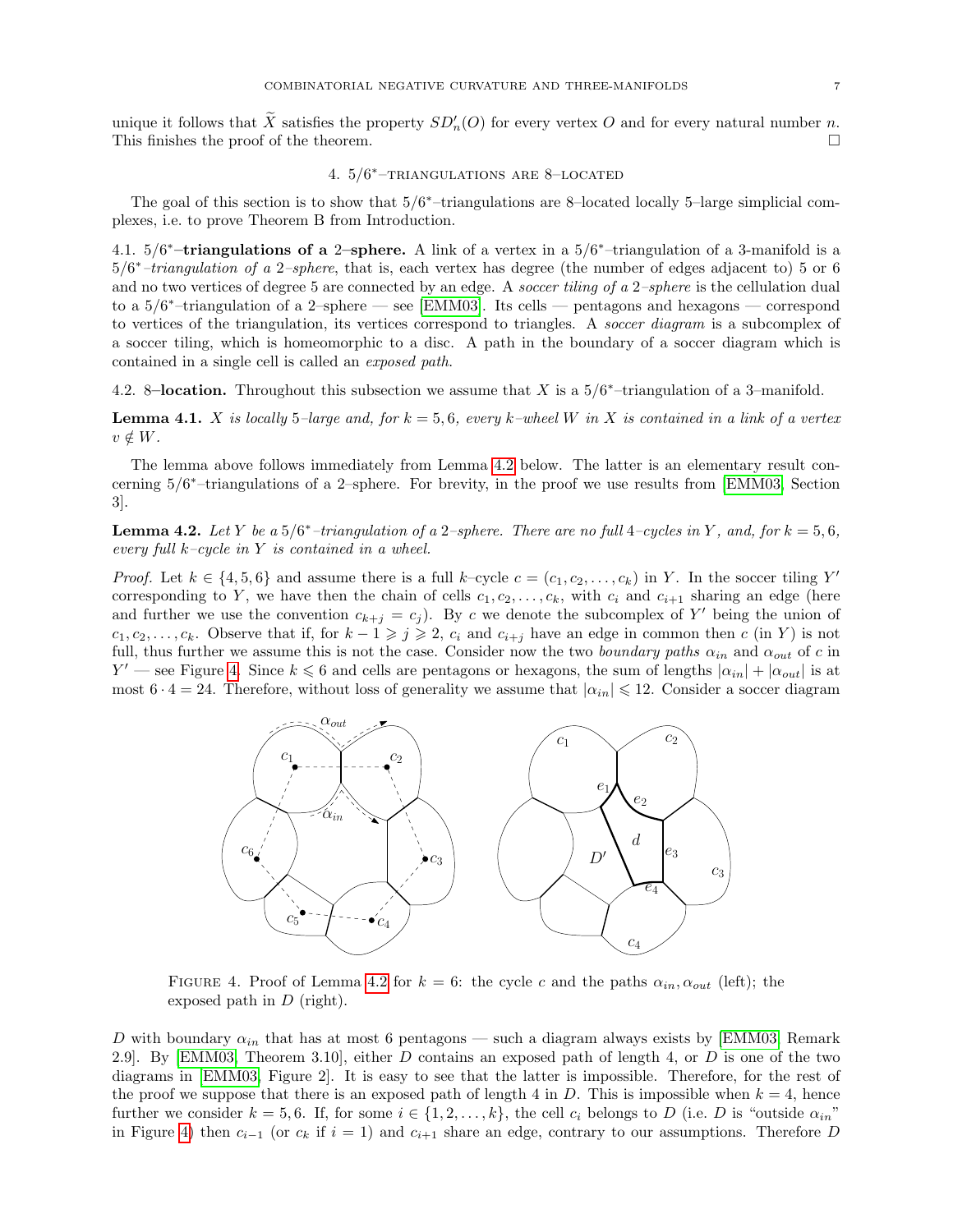unique it follows that $\widetilde{X}$ satisfies the property $SD'_n(O)$ for every vertex $O$ and for every natural number $n$. This finishes the proof of the theorem. □

## 4. $5/6^*$–triangulations are 8–located

The goal of this section is to show that $5/6^*$–triangulations are 8–located locally 5–large simplicial complexes, i.e. to prove Theorem B from Introduction.

**4.1. $5/6^*$–triangulations of a 2–sphere.** A link of a vertex in a $5/6^*$–triangulation of a 3-manifold is a $5/6^*$*–triangulation of a 2–sphere*, that is, each vertex has degree (the number of edges adjacent to) 5 or 6 and no two vertices of degree 5 are connected by an edge. A *soccer tiling of a 2–sphere* is the cellulation dual to a $5/6^*$–triangulation of a 2–sphere — see [EMM03]. Its cells — pentagons and hexagons — correspond to vertices of the triangulation, its vertices correspond to triangles. A *soccer diagram* is a subcomplex of a soccer tiling, which is homeomorphic to a disc. A path in the boundary of a soccer diagram which is contained in a single cell is called an *exposed path*.

**4.2. 8–location.** Throughout this subsection we assume that $X$ is a $5/6^*$–triangulation of a 3–manifold.

**Lemma 4.1.** *$X$ is locally 5–large and, for $k = 5, 6$, every $k$–wheel $W$ in $X$ is contained in a link of a vertex $v \notin W$.*

The lemma above follows immediately from Lemma 4.2 below. The latter is an elementary result concerning $5/6^*$–triangulations of a 2–sphere. For brevity, in the proof we use results from [EMM03, Section 3].

**Lemma 4.2.** *Let $Y$ be a $5/6^*$–triangulation of a 2–sphere. There are no full 4–cycles in $Y$, and, for $k = 5, 6$, every full $k$–cycle in $Y$ is contained in a wheel.*

*Proof.* Let $k \in \{4, 5, 6\}$ and assume there is a full $k$–cycle $c = (c_1, c_2, \ldots, c_k)$ in $Y$. In the soccer tiling $Y'$ corresponding to $Y$, we have then the chain of cells $c_1, c_2, \ldots, c_k$, with $c_i$ and $c_{i+1}$ sharing an edge (here and further we use the convention $c_{k+j} = c_j$). By $c$ we denote the subcomplex of $Y'$ being the union of $c_1, c_2, \ldots, c_k$. Observe that if, for $k - 1 \geqslant j \geqslant 2$, $c_i$ and $c_{i+j}$ have an edge in common then $c$ (in $Y$) is not full, thus further we assume this is not the case. Consider now the two *boundary paths* $\alpha_{in}$ and $\alpha_{out}$ of $c$ in $Y'$ — see Figure 4. Since $k \leqslant 6$ and cells are pentagons or hexagons, the sum of lengths $|\alpha_{in}| + |\alpha_{out}|$ is at most $6 \cdot 4 = 24$. Therefore, without loss of generality we assume that $|\alpha_{in}| \leqslant 12$. Consider a soccer diagram

$\alpha_{out}$
$c_1$
$c_2$
$\alpha_{in}$
$c_6$
$c_3$
$c_5$
$c_4$

$c_1$
$c_2$
$e_1$
$e_2$
$d$
$D'$
$e_3$
$c_3$
$e_4$
$c_4$

Figure 4. Proof of Lemma 4.2 for $k = 6$: the cycle $c$ and the paths $\alpha_{in}, \alpha_{out}$ (left); the exposed path in $D$ (right).

$D$ with boundary $\alpha_{in}$ that has at most 6 pentagons — such a diagram always exists by [EMM03, Remark 2.9]. By [EMM03, Theorem 3.10], either $D$ contains an exposed path of length 4, or $D$ is one of the two diagrams in [EMM03, Figure 2]. It is easy to see that the latter is impossible. Therefore, for the rest of the proof we suppose that there is an exposed path of length 4 in $D$. This is impossible when $k = 4$, hence further we consider $k = 5, 6$. If, for some $i \in \{1, 2, \ldots, k\}$, the cell $c_i$ belongs to $D$ (i.e. $D$ is "outside $\alpha_{in}$" in Figure 4) then $c_{i-1}$ (or $c_k$ if $i = 1$) and $c_{i+1}$ share an edge, contrary to our assumptions. Therefore $D$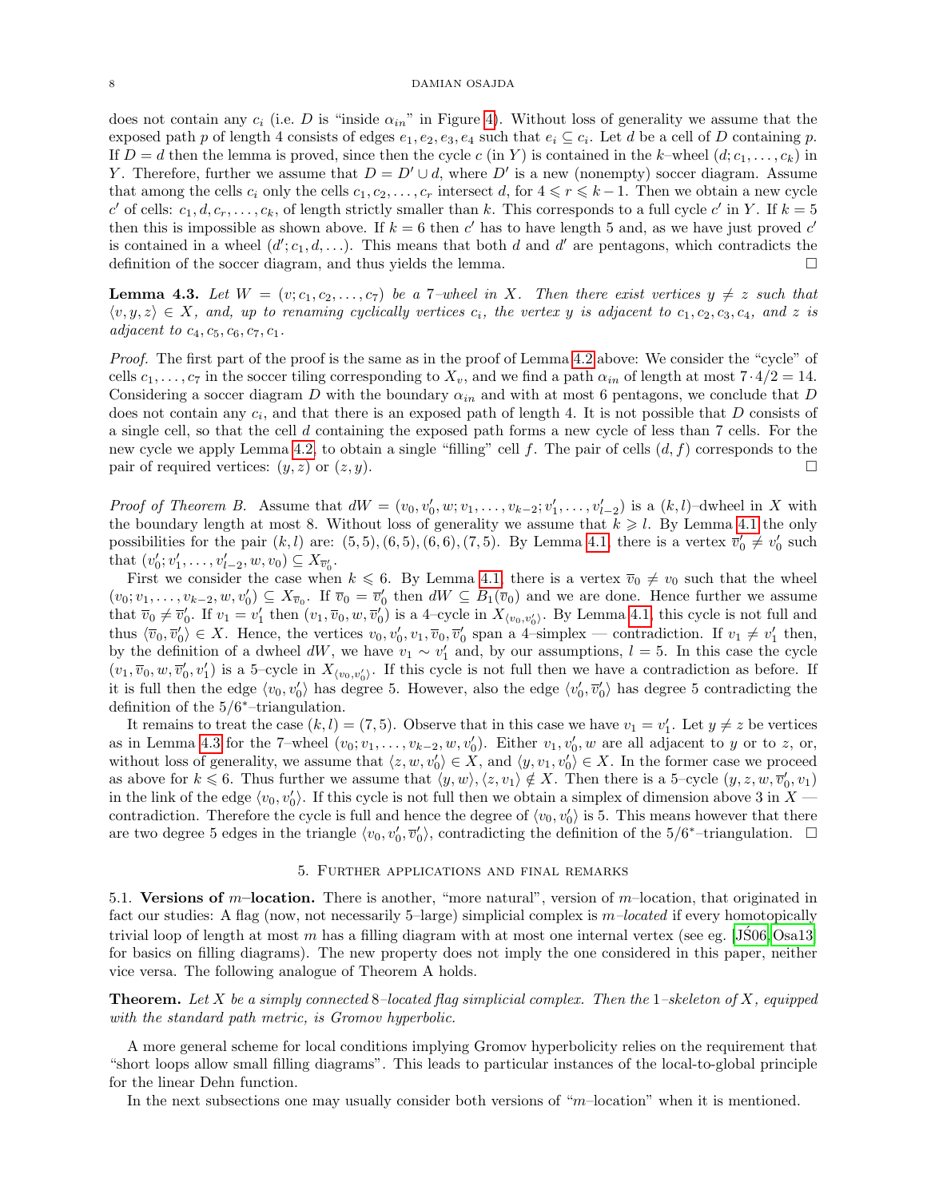does not contain any $c_i$ (i.e. $D$ is "inside $\alpha_{in}$" in Figure 4). Without loss of generality we assume that the exposed path $p$ of length 4 consists of edges $e_1, e_2, e_3, e_4$ such that $e_i \subseteq c_i$. Let $d$ be a cell of $D$ containing $p$. If $D = d$ then the lemma is proved, since then the cycle $c$ (in $Y$) is contained in the $k$–wheel $(d; c_1, \ldots, c_k)$ in $Y$. Therefore, further we assume that $D = D' \cup d$, where $D'$ is a new (nonempty) soccer diagram. Assume that among the cells $c_i$ only the cells $c_1, c_2, \ldots, c_r$ intersect $d$, for $4 \leqslant r \leqslant k-1$. Then we obtain a new cycle $c'$ of cells: $c_1, d, c_r, \ldots, c_k$, of length strictly smaller than $k$. This corresponds to a full cycle $c'$ in $Y$. If $k = 5$ then this is impossible as shown above. If $k = 6$ then $c'$ has to have length 5 and, as we have just proved $c'$ is contained in a wheel $(d'; c_1, d, \ldots)$. This means that both $d$ and $d'$ are pentagons, which contradicts the definition of the soccer diagram, and thus yields the lemma. $\square$

**Lemma 4.3.** *Let $W = (v; c_1, c_2, \ldots, c_7)$ be a 7–wheel in $X$. Then there exist vertices $y \neq z$ such that $\langle v, y, z\rangle \in X$, and, up to renaming cyclically vertices $c_i$, the vertex $y$ is adjacent to $c_1, c_2, c_3, c_4$, and $z$ is adjacent to $c_4, c_5, c_6, c_7, c_1$.*

*Proof.* The first part of the proof is the same as in the proof of Lemma 4.2 above: We consider the "cycle" of cells $c_1, \ldots, c_7$ in the soccer tiling corresponding to $X_v$, and we find a path $\alpha_{in}$ of length at most $7 \cdot 4/2 = 14$. Considering a soccer diagram $D$ with the boundary $\alpha_{in}$ and with at most 6 pentagons, we conclude that $D$ does not contain any $c_i$, and that there is an exposed path of length 4. It is not possible that $D$ consists of a single cell, so that the cell $d$ containing the exposed path forms a new cycle of less than 7 cells. For the new cycle we apply Lemma 4.2, to obtain a single "filling" cell $f$. The pair of cells $(d, f)$ corresponds to the pair of required vertices: $(y, z)$ or $(z, y)$. $\square$

*Proof of Theorem B.* Assume that $dW = (v_0, v_0', w; v_1, \ldots, v_{k-2}; v_1', \ldots, v_{l-2}')$ is a $(k,l)$–dwheel in $X$ with the boundary length at most 8. Without loss of generality we assume that $k \geqslant l$. By Lemma 4.1 the only possibilities for the pair $(k,l)$ are: $(5,5), (6,5), (6,6), (7,5)$. By Lemma 4.1, there is a vertex $\overline{v}_0' \neq v_0'$ such that $(v_0'; v_1', \ldots, v_{l-2}', w, v_0) \subseteq X_{\overline{v}_0'}$.

First we consider the case when $k \leqslant 6$. By Lemma 4.1, there is a vertex $\overline{v}_0 \neq v_0$ such that the wheel $(v_0; v_1, \ldots, v_{k-2}, w, v_0') \subseteq X_{\overline{v}_0}$. If $\overline{v}_0 = \overline{v}_0'$ then $dW \subseteq B_1(\overline{v}_0)$ and we are done. Hence further we assume that $\overline{v}_0 \neq \overline{v}_0'$. If $v_1 = v_1'$ then $(v_1, \overline{v}_0, w, \overline{v}_0')$ is a 4–cycle in $X_{\langle v_0, v_0'\rangle}$. By Lemma 4.1, this cycle is not full and thus $\langle \overline{v}_0, \overline{v}_0'\rangle \in X$. Hence, the vertices $v_0, v_0', v_1, \overline{v}_0, \overline{v}_0'$ span a 4–simplex — contradiction. If $v_1 \neq v_1'$ then, by the definition of a dwheel $dW$, we have $v_1 \sim v_1'$ and, by our assumptions, $l = 5$. In this case the cycle $(v_1, \overline{v}_0, w, \overline{v}_0', v_1')$ is a 5–cycle in $X_{\langle v_0, v_0'\rangle}$. If this cycle is not full then we have a contradiction as before. If it is full then the edge $\langle v_0, v_0'\rangle$ has degree 5. However, also the edge $\langle v_0', \overline{v}_0'\rangle$ has degree 5 contradicting the definition of the $5/6^*$–triangulation.

It remains to treat the case $(k,l) = (7,5)$. Observe that in this case we have $v_1 = v_1'$. Let $y \neq z$ be vertices as in Lemma 4.3 for the 7–wheel $(v_0; v_1, \ldots, v_{k-2}, w, v_0')$. Either $v_1, v_0', w$ are all adjacent to $y$ or to $z$, or, without loss of generality, we assume that $\langle z, w, v_0'\rangle \in X$, and $\langle y, v_1, v_0'\rangle \in X$. In the former case we proceed as above for $k \leqslant 6$. Thus further we assume that $\langle y, w\rangle, \langle z, v_1\rangle \notin X$. Then there is a 5–cycle $(y, z, w, \overline{v}_0', v_1)$ in the link of the edge $\langle v_0, v_0'\rangle$. If this cycle is not full then we obtain a simplex of dimension above 3 in $X$ — contradiction. Therefore the cycle is full and hence the degree of $\langle v_0, v_0'\rangle$ is 5. This means however that there are two degree 5 edges in the triangle $\langle v_0, v_0', \overline{v}_0'\rangle$, contradicting the definition of the $5/6^*$–triangulation. $\square$

## 5. Further applications and final remarks

5.1. **Versions of $m$–location.** There is another, "more natural", version of $m$–location, that originated in fact our studies: A flag (now, not necessarily 5–large) simplicial complex is *$m$–located* if every homotopically trivial loop of length at most $m$ has a filling diagram with at most one internal vertex (see eg. [JŚ06, Osa13] for basics on filling diagrams). The new property does not imply the one considered in this paper, neither vice versa. The following analogue of Theorem A holds.

**Theorem.** *Let $X$ be a simply connected 8–located flag simplicial complex. Then the 1–skeleton of $X$, equipped with the standard path metric, is Gromov hyperbolic.*

A more general scheme for local conditions implying Gromov hyperbolicity relies on the requirement that "short loops allow small filling diagrams". This leads to particular instances of the local-to-global principle for the linear Dehn function.

In the next subsections one may usually consider both versions of "$m$–location" when it is mentioned.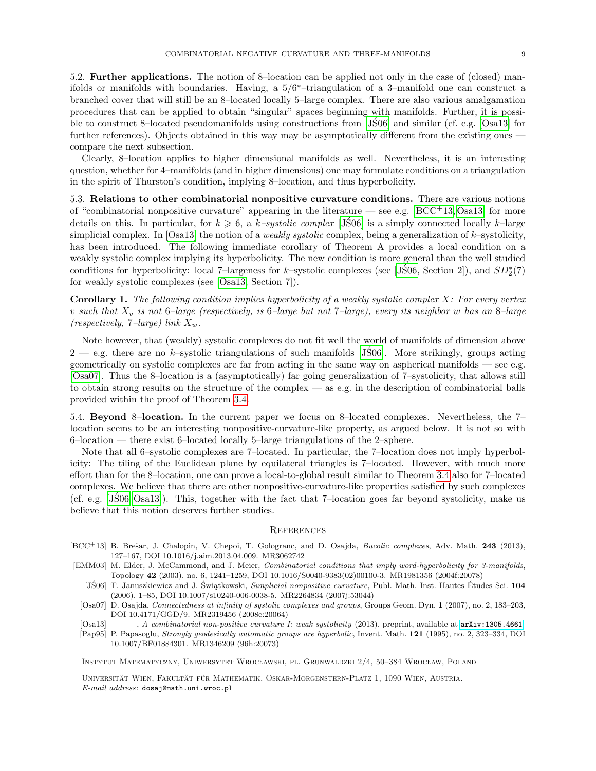**5.2. Further applications.** The notion of 8–location can be applied not only in the case of (closed) manifolds or manifolds with boundaries. Having, a $5/6^*$–triangulation of a 3–manifold one can construct a branched cover that will still be an 8–located locally 5–large complex. There are also various amalgamation procedures that can be applied to obtain "singular" spaces beginning with manifolds. Further, it is possible to construct 8–located pseudomanifolds using constructions from [JŚ06] and similar (cf. e.g. [Osa13] for further references). Objects obtained in this way may be asymptotically different from the existing ones — compare the next subsection.

Clearly, 8–location applies to higher dimensional manifolds as well. Nevertheless, it is an interesting question, whether for 4–manifolds (and in higher dimensions) one may formulate conditions on a triangulation in the spirit of Thurston's condition, implying 8–location, and thus hyperbolicity.

**5.3. Relations to other combinatorial nonpositive curvature conditions.** There are various notions of "combinatorial nonpositive curvature" appearing in the literature — see e.g. [BCC+13, Osa13] for more details on this. In particular, for $k \geqslant 6$, a *k–systolic complex* [JŚ06] is a simply connected locally $k$–large simplicial complex. In [Osa13] the notion of a *weakly systolic* complex, being a generalization of $k$–systolicity, has been introduced. The following immediate corollary of Theorem A provides a local condition on a weakly systolic complex implying its hyperbolicity. The new condition is more general than the well studied conditions for hyperbolicity: local 7–largeness for $k$–systolic complexes (see [JŚ06, Section 2]), and $SD_2^*(7)$ for weakly systolic complexes (see [Osa13, Section 7]).

**Corollary 1.** *The following condition implies hyperbolicity of a weakly systolic complex $X$: For every vertex $v$ such that $X_v$ is not 6–large (respectively, is 6–large but not 7–large), every its neighbor $w$ has an 8–large (respectively, 7–large) link $X_w$.*

Note however, that (weakly) systolic complexes do not fit well the world of manifolds of dimension above 2 — e.g. there are no $k$–systolic triangulations of such manifolds [JŚ06]. More strikingly, groups acting geometrically on systolic complexes are far from acting in the same way on aspherical manifolds — see e.g. [Osa07]. Thus the 8–location is a (asymptotically) far going generalization of 7–systolicity, that allows still to obtain strong results on the structure of the complex — as e.g. in the description of combinatorial balls provided within the proof of Theorem 3.4.

**5.4. Beyond 8–location.** In the current paper we focus on 8–located complexes. Nevertheless, the 7–location seems to be an interesting nonpositive-curvature-like property, as argued below. It is not so with 6–location — there exist 6–located locally 5–large triangulations of the 2–sphere.

Note that all 6–systolic complexes are 7–located. In particular, the 7–location does not imply hyperbolicity: The tiling of the Euclidean plane by equilateral triangles is 7–located. However, with much more effort than for the 8–location, one can prove a local-to-global result similar to Theorem 3.4 also for 7–located complexes. We believe that there are other nonpositive-curvature-like properties satisfied by such complexes (cf. e.g. [JŚ06, Osa13]). This, together with the fact that 7–location goes far beyond systolicity, make us believe that this notion deserves further studies.

## References

[BCC+13] B. Brešar, J. Chalopin, V. Chepoi, T. Gologranc, and D. Osajda, *Bucolic complexes*, Adv. Math. **243** (2013), 127–167, DOI 10.1016/j.aim.2013.04.009. MR3062742

[EMM03] M. Elder, J. McCammond, and J. Meier, *Combinatorial conditions that imply word-hyperbolicity for 3-manifolds*, Topology **42** (2003), no. 6, 1241–1259, DOI 10.1016/S0040-9383(02)00100-3. MR1981356 (2004f:20078)

[JŚ06] T. Januszkiewicz and J. Świątkowski, *Simplicial nonpositive curvature*, Publ. Math. Inst. Hautes Études Sci. **104** (2006), 1–85, DOI 10.1007/s10240-006-0038-5. MR2264834 (2007j:53044)

[Osa07] D. Osajda, *Connectedness at infinity of systolic complexes and groups*, Groups Geom. Dyn. **1** (2007), no. 2, 183–203, DOI 10.4171/GGD/9. MR2319456 (2008e:20064)

[Osa13] ______, *A combinatorial non-positive curvature I: weak systolicity* (2013), preprint, available at arXiv:1305.4661.

[Pap95] P. Papasoglu, *Strongly geodesically automatic groups are hyperbolic*, Invent. Math. **121** (1995), no. 2, 323–334, DOI 10.1007/BF01884301. MR1346209 (96h:20073)

Instytut Matematyczny, Uniwersytet Wrocławski, pl. Grunwaldzki 2/4, 50–384 Wrocław, Poland

Universität Wien, Fakultät für Mathematik, Oskar-Morgenstern-Platz 1, 1090 Wien, Austria.
*E-mail address*: dosaj@math.uni.wroc.pl